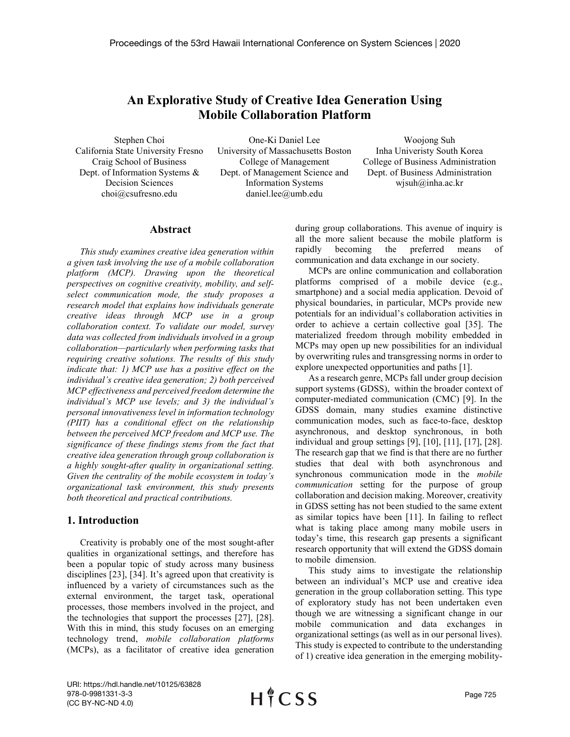# An Explorative Study of Creative Idea Generation Using Mobile Collaboration Platform

Stephen Choi
California State University Fresno
Craig School of Business
Dept. of Information Systems & Decision Sciences
choi@csufresno.edu

One-Ki Daniel Lee
University of Massachusetts Boston
College of Management
Dept. of Management Science and Information Systems
daniel.lee@umb.edu

Woojong Suh
Inha Univeristy South Korea
College of Business Administration
Dept. of Business Administration
wjsuh@inha.ac.kr

## Abstract

*This study examines creative idea generation within a given task involving the use of a mobile collaboration platform (MCP). Drawing upon the theoretical perspectives on cognitive creativity, mobility, and self-select communication mode, the study proposes a research model that explains how individuals generate creative ideas through MCP use in a group collaboration context. To validate our model, survey data was collected from individuals involved in a group collaboration—particularly when performing tasks that requiring creative solutions. The results of this study indicate that: 1) MCP use has a positive effect on the individual's creative idea generation; 2) both perceived MCP effectiveness and perceived freedom determine the individual's MCP use levels; and 3) the individual's personal innovativeness level in information technology (PIIT) has a conditional effect on the relationship between the perceived MCP freedom and MCP use. The significance of these findings stems from the fact that creative idea generation through group collaboration is a highly sought-after quality in organizational setting. Given the centrality of the mobile ecosystem in today's organizational task environment, this study presents both theoretical and practical contributions.*

## 1. Introduction

Creativity is probably one of the most sought-after qualities in organizational settings, and therefore has been a popular topic of study across many business disciplines [23], [34]. It's agreed upon that creativity is influenced by a variety of circumstances such as the external environment, the target task, operational processes, those members involved in the project, and the technologies that support the processes [27], [28]. With this in mind, this study focuses on an emerging technology trend, *mobile collaboration platforms* (MCPs), as a facilitator of creative idea generation during group collaborations. This avenue of inquiry is all the more salient because the mobile platform is rapidly becoming the preferred means of communication and data exchange in our society.

MCPs are online communication and collaboration platforms comprised of a mobile device (e.g., smartphone) and a social media application. Devoid of physical boundaries, in particular, MCPs provide new potentials for an individual's collaboration activities in order to achieve a certain collective goal [35]. The materialized freedom through mobility embedded in MCPs may open up new possibilities for an individual by overwriting rules and transgressing norms in order to explore unexpected opportunities and paths [1].

As a research genre, MCPs fall under group decision support systems (GDSS), within the broader context of computer-mediated communication (CMC) [9]. In the GDSS domain, many studies examine distinctive communication modes, such as face-to-face, desktop asynchronous, and desktop synchronous, in both individual and group settings [9], [10], [11], [17], [28]. The research gap that we find is that there are no further studies that deal with both asynchronous and synchronous communication mode in the *mobile communication* setting for the purpose of group collaboration and decision making. Moreover, creativity in GDSS setting has not been studied to the same extent as similar topics have been [11]. In failing to reflect what is taking place among many mobile users in today's time, this research gap presents a significant research opportunity that will extend the GDSS domain to mobile dimension.

This study aims to investigate the relationship between an individual's MCP use and creative idea generation in the group collaboration setting. This type of exploratory study has not been undertaken even though we are witnessing a significant change in our mobile communication and data exchanges in organizational settings (as well as in our personal lives). This study is expected to contribute to the understanding of 1) creative idea generation in the emerging mobility-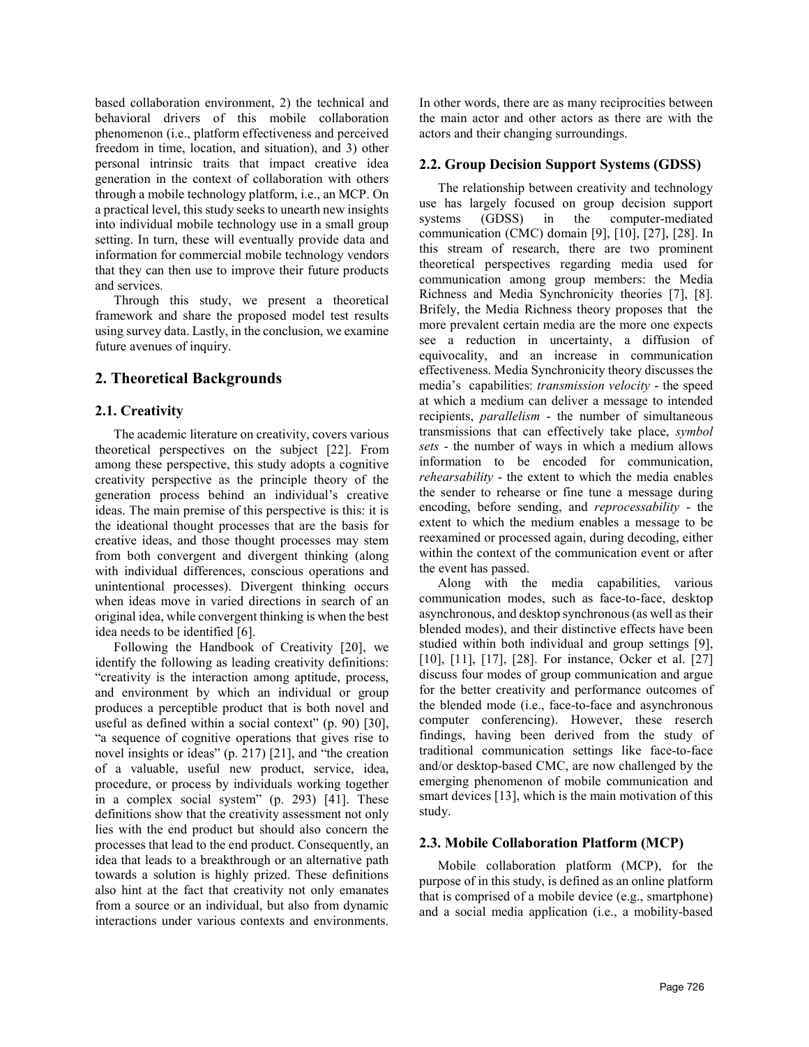based collaboration environment, 2) the technical and behavioral drivers of this mobile collaboration phenomenon (i.e., platform effectiveness and perceived freedom in time, location, and situation), and 3) other personal intrinsic traits that impact creative idea generation in the context of collaboration with others through a mobile technology platform, i.e., an MCP. On a practical level, this study seeks to unearth new insights into individual mobile technology use in a small group setting. In turn, these will eventually provide data and information for commercial mobile technology vendors that they can then use to improve their future products and services.

Through this study, we present a theoretical framework and share the proposed model test results using survey data. Lastly, in the conclusion, we examine future avenues of inquiry.

## 2. Theoretical Backgrounds

### 2.1. Creativity

The academic literature on creativity, covers various theoretical perspectives on the subject [22]. From among these perspective, this study adopts a cognitive creativity perspective as the principle theory of the generation process behind an individual's creative ideas. The main premise of this perspective is this: it is the ideational thought processes that are the basis for creative ideas, and those thought processes may stem from both convergent and divergent thinking (along with individual differences, conscious operations and unintentional processes). Divergent thinking occurs when ideas move in varied directions in search of an original idea, while convergent thinking is when the best idea needs to be identified [6].

Following the Handbook of Creativity [20], we identify the following as leading creativity definitions: "creativity is the interaction among aptitude, process, and environment by which an individual or group produces a perceptible product that is both novel and useful as defined within a social context" (p. 90) [30], "a sequence of cognitive operations that gives rise to novel insights or ideas" (p. 217) [21], and "the creation of a valuable, useful new product, service, idea, procedure, or process by individuals working together in a complex social system" (p. 293) [41]. These definitions show that the creativity assessment not only lies with the end product but should also concern the processes that lead to the end product. Consequently, an idea that leads to a breakthrough or an alternative path towards a solution is highly prized. These definitions also hint at the fact that creativity not only emanates from a source or an individual, but also from dynamic interactions under various contexts and environments. In other words, there are as many reciprocities between the main actor and other actors as there are with the actors and their changing surroundings.

### 2.2. Group Decision Support Systems (GDSS)

The relationship between creativity and technology use has largely focused on group decision support systems (GDSS) in the computer-mediated communication (CMC) domain [9], [10], [27], [28]. In this stream of research, there are two prominent theoretical perspectives regarding media used for communication among group members: the Media Richness and Media Synchronicity theories [7], [8]. Brifely, the Media Richness theory proposes that the more prevalent certain media are the more one expects see a reduction in uncertainty, a diffusion of equivocality, and an increase in communication effectiveness. Media Synchronicity theory discusses the media's capabilities: *transmission velocity* - the speed at which a medium can deliver a message to intended recipients, *parallelism* - the number of simultaneous transmissions that can effectively take place, *symbol sets* - the number of ways in which a medium allows information to be encoded for communication, *rehearsability* - the extent to which the media enables the sender to rehearse or fine tune a message during encoding, before sending, and *reprocessability* - the extent to which the medium enables a message to be reexamined or processed again, during decoding, either within the context of the communication event or after the event has passed.

Along with the media capabilities, various communication modes, such as face-to-face, desktop asynchronous, and desktop synchronous (as well as their blended modes), and their distinctive effects have been studied within both individual and group settings [9], [10], [11], [17], [28]. For instance, Ocker et al. [27] discuss four modes of group communication and argue for the better creativity and performance outcomes of the blended mode (i.e., face-to-face and asynchronous computer conferencing). However, these reserch findings, having been derived from the study of traditional communication settings like face-to-face and/or desktop-based CMC, are now challenged by the emerging phenomenon of mobile communication and smart devices [13], which is the main motivation of this study.

### 2.3. Mobile Collaboration Platform (MCP)

Mobile collaboration platform (MCP), for the purpose of in this study, is defined as an online platform that is comprised of a mobile device (e.g., smartphone) and a social media application (i.e., a mobility-based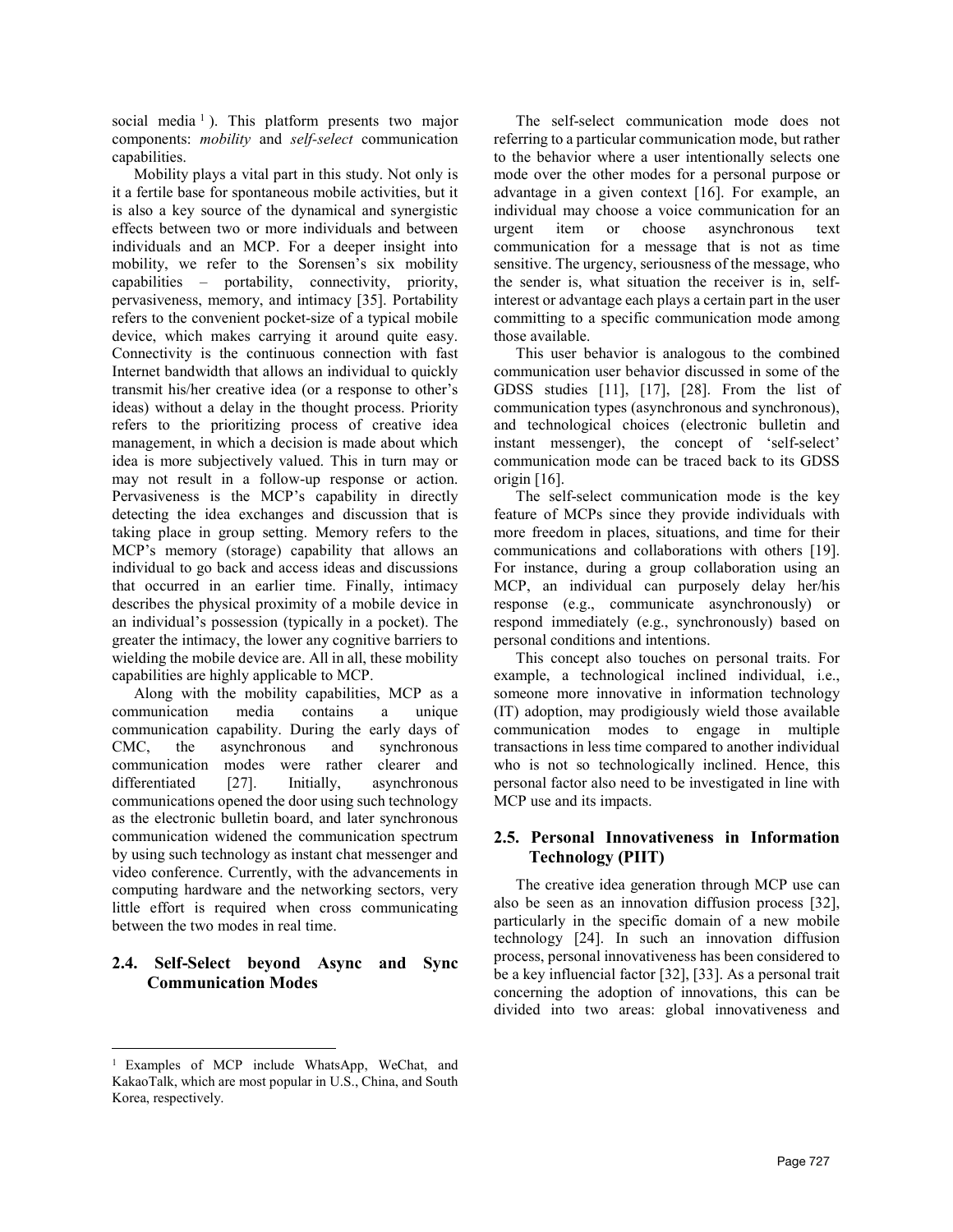social media [1]). This platform presents two major components: *mobility* and *self-select* communication capabilities.

Mobility plays a vital part in this study. Not only is it a fertile base for spontaneous mobile activities, but it is also a key source of the dynamical and synergistic effects between two or more individuals and between individuals and an MCP. For a deeper insight into mobility, we refer to the Sorensen's six mobility capabilities – portability, connectivity, priority, pervasiveness, memory, and intimacy [35]. Portability refers to the convenient pocket-size of a typical mobile device, which makes carrying it around quite easy. Connectivity is the continuous connection with fast Internet bandwidth that allows an individual to quickly transmit his/her creative idea (or a response to other's ideas) without a delay in the thought process. Priority refers to the prioritizing process of creative idea management, in which a decision is made about which idea is more subjectively valued. This in turn may or may not result in a follow-up response or action. Pervasiveness is the MCP's capability in directly detecting the idea exchanges and discussion that is taking place in group setting. Memory refers to the MCP's memory (storage) capability that allows an individual to go back and access ideas and discussions that occurred in an earlier time. Finally, intimacy describes the physical proximity of a mobile device in an individual's possession (typically in a pocket). The greater the intimacy, the lower any cognitive barriers to wielding the mobile device are. All in all, these mobility capabilities are highly applicable to MCP.

Along with the mobility capabilities, MCP as a communication media contains a unique communication capability. During the early days of CMC, the asynchronous and synchronous communication modes were rather clearer and differentiated [27]. Initially, asynchronous communications opened the door using such technology as the electronic bulletin board, and later synchronous communication widened the communication spectrum by using such technology as instant chat messenger and video conference. Currently, with the advancements in computing hardware and the networking sectors, very little effort is required when cross communicating between the two modes in real time.

## 2.4. Self-Select beyond Async and Sync Communication Modes

The self-select communication mode does not referring to a particular communication mode, but rather to the behavior where a user intentionally selects one mode over the other modes for a personal purpose or advantage in a given context [16]. For example, an individual may choose a voice communication for an urgent item or choose asynchronous text communication for a message that is not as time sensitive. The urgency, seriousness of the message, who the sender is, what situation the receiver is in, self-interest or advantage each plays a certain part in the user committing to a specific communication mode among those available.

This user behavior is analogous to the combined communication user behavior discussed in some of the GDSS studies [11], [17], [28]. From the list of communication types (asynchronous and synchronous), and technological choices (electronic bulletin and instant messenger), the concept of 'self-select' communication mode can be traced back to its GDSS origin [16].

The self-select communication mode is the key feature of MCPs since they provide individuals with more freedom in places, situations, and time for their communications and collaborations with others [19]. For instance, during a group collaboration using an MCP, an individual can purposely delay her/his response (e.g., communicate asynchronously) or respond immediately (e.g., synchronously) based on personal conditions and intentions.

This concept also touches on personal traits. For example, a technological inclined individual, i.e., someone more innovative in information technology (IT) adoption, may prodigiously wield those available communication modes to engage in multiple transactions in less time compared to another individual who is not so technologically inclined. Hence, this personal factor also need to be investigated in line with MCP use and its impacts.

## 2.5. Personal Innovativeness in Information Technology (PIIT)

The creative idea generation through MCP use can also be seen as an innovation diffusion process [32], particularly in the specific domain of a new mobile technology [24]. In such an innovation diffusion process, personal innovativeness has been considered to be a key influencial factor [32], [33]. As a personal trait concerning the adoption of innovations, this can be divided into two areas: global innovativeness and

[1] Examples of MCP include WhatsApp, WeChat, and KakaoTalk, which are most popular in U.S., China, and South Korea, respectively.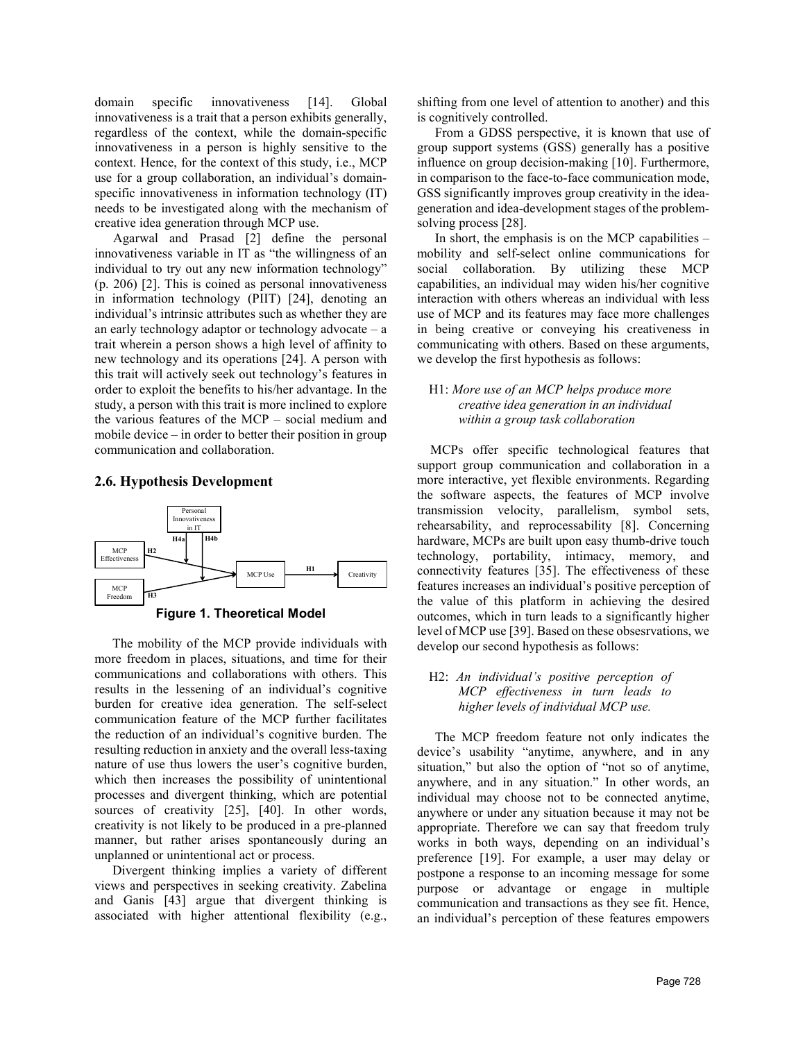domain specific innovativeness [14]. Global innovativeness is a trait that a person exhibits generally, regardless of the context, while the domain-specific innovativeness in a person is highly sensitive to the context. Hence, for the context of this study, i.e., MCP use for a group collaboration, an individual's domain-specific innovativeness in information technology (IT) needs to be investigated along with the mechanism of creative idea generation through MCP use.

Agarwal and Prasad [2] define the personal innovativeness variable in IT as "the willingness of an individual to try out any new information technology" (p. 206) [2]. This is coined as personal innovativeness in information technology (PIIT) [24], denoting an individual's intrinsic attributes such as whether they are an early technology adaptor or technology advocate – a trait wherein a person shows a high level of affinity to new technology and its operations [24]. A person with this trait will actively seek out technology's features in order to exploit the benefits to his/her advantage. In the study, a person with this trait is more inclined to explore the various features of the MCP – social medium and mobile device – in order to better their position in group communication and collaboration.

### 2.6. Hypothesis Development

**Figure 1. Theoretical Model**

The mobility of the MCP provide individuals with more freedom in places, situations, and time for their communications and collaborations with others. This results in the lessening of an individual's cognitive burden for creative idea generation. The self-select communication feature of the MCP further facilitates the reduction of an individual's cognitive burden. The resulting reduction in anxiety and the overall less-taxing nature of use thus lowers the user's cognitive burden, which then increases the possibility of unintentional processes and divergent thinking, which are potential sources of creativity [25], [40]. In other words, creativity is not likely to be produced in a pre-planned manner, but rather arises spontaneously during an unplanned or unintentional act or process.

Divergent thinking implies a variety of different views and perspectives in seeking creativity. Zabelina and Ganis [43] argue that divergent thinking is associated with higher attentional flexibility (e.g., shifting from one level of attention to another) and this is cognitively controlled.

From a GDSS perspective, it is known that use of group support systems (GSS) generally has a positive influence on group decision-making [10]. Furthermore, in comparison to the face-to-face communication mode, GSS significantly improves group creativity in the idea-generation and idea-development stages of the problem-solving process [28].

In short, the emphasis is on the MCP capabilities – mobility and self-select online communications for social collaboration. By utilizing these MCP capabilities, an individual may widen his/her cognitive interaction with others whereas an individual with less use of MCP and its features may face more challenges in being creative or conveying his creativeness in communicating with others. Based on these arguments, we develop the first hypothesis as follows:

> H1: *More use of an MCP helps produce more creative idea generation in an individual within a group task collaboration*

MCPs offer specific technological features that support group communication and collaboration in a more interactive, yet flexible environments. Regarding the software aspects, the features of MCP involve transmission velocity, parallelism, symbol sets, rehearsability, and reprocessability [8]. Concerning hardware, MCPs are built upon easy thumb-drive touch technology, portability, intimacy, memory, and connectivity features [35]. The effectiveness of these features increases an individual's positive perception of the value of this platform in achieving the desired outcomes, which in turn leads to a significantly higher level of MCP use [39]. Based on these obsesrvations, we develop our second hypothesis as follows:

> H2: *An individual's positive perception of MCP effectiveness in turn leads to higher levels of individual MCP use.*

The MCP freedom feature not only indicates the device's usability "anytime, anywhere, and in any situation," but also the option of "not so of anytime, anywhere, and in any situation." In other words, an individual may choose not to be connected anytime, anywhere or under any situation because it may not be appropriate. Therefore we can say that freedom truly works in both ways, depending on an individual's preference [19]. For example, a user may delay or postpone a response to an incoming message for some purpose or advantage or engage in multiple communication and transactions as they see fit. Hence, an individual's perception of these features empowers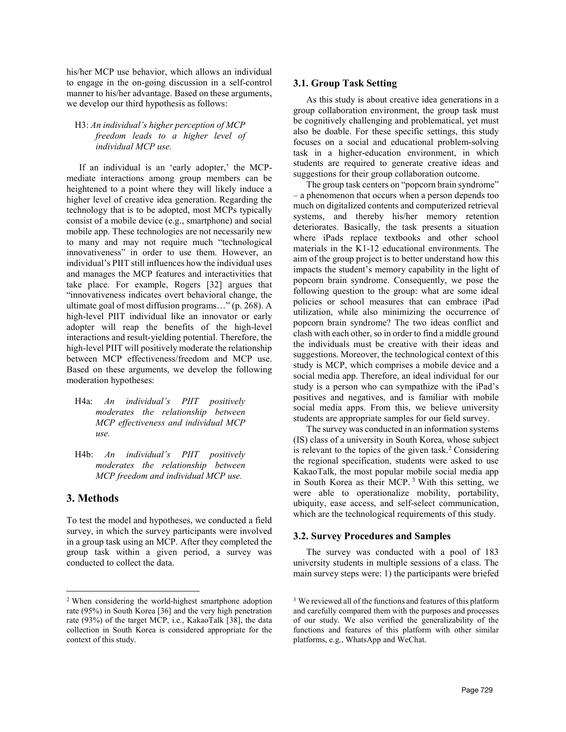his/her MCP use behavior, which allows an individual to engage in the on-going discussion in a self-control manner to his/her advantage. Based on these arguments, we develop our third hypothesis as follows:

H3: *An individual's higher perception of MCP freedom leads to a higher level of individual MCP use.*

If an individual is an 'early adopter,' the MCP-mediate interactions among group members can be heightened to a point where they will likely induce a higher level of creative idea generation. Regarding the technology that is to be adopted, most MCPs typically consist of a mobile device (e.g., smartphone) and social mobile app. These technologies are not necessarily new to many and may not require much "technological innovativeness" in order to use them. However, an individual's PIIT still influences how the individual uses and manages the MCP features and interactivities that take place. For example, Rogers [32] argues that "innovativeness indicates overt behavioral change, the ultimate goal of most diffusion programs…" (p. 268). A high-level PIIT individual like an innovator or early adopter will reap the benefits of the high-level interactions and result-yielding potential. Therefore, the high-level PIIT will positively moderate the relationship between MCP effectiveness/freedom and MCP use. Based on these arguments, we develop the following moderation hypotheses:

H4a: *An individual's PIIT positively moderates the relationship between MCP effectiveness and individual MCP use.*

H4b: *An individual's PIIT positively moderates the relationship between MCP freedom and individual MCP use.*

## 3. Methods

To test the model and hypotheses, we conducted a field survey, in which the survey participants were involved in a group task using an MCP. After they completed the group task within a given period, a survey was conducted to collect the data.

### 3.1. Group Task Setting

As this study is about creative idea generations in a group collaboration environment, the group task must be cognitively challenging and problematical, yet must also be doable. For these specific settings, this study focuses on a social and educational problem-solving task in a higher-education environment, in which students are required to generate creative ideas and suggestions for their group collaboration outcome.

The group task centers on "popcorn brain syndrome" – a phenomenon that occurs when a person depends too much on digitalized contents and computerized retrieval systems, and thereby his/her memory retention deteriorates. Basically, the task presents a situation where iPads replace textbooks and other school materials in the K1-12 educational environments. The aim of the group project is to better understand how this impacts the student's memory capability in the light of popcorn brain syndrome. Consequently, we pose the following question to the group: what are some ideal policies or school measures that can embrace iPad utilization, while also minimizing the occurrence of popcorn brain syndrome? The two ideas conflict and clash with each other, so in order to find a middle ground the individuals must be creative with their ideas and suggestions. Moreover, the technological context of this study is MCP, which comprises a mobile device and a social media app. Therefore, an ideal individual for our study is a person who can sympathize with the iPad's positives and negatives, and is familiar with mobile social media apps. From this, we believe university students are appropriate samples for our field survey.

The survey was conducted in an information systems (IS) class of a university in South Korea, whose subject is relevant to the topics of the given task.[2] Considering the regional specification, students were asked to use KakaoTalk, the most popular mobile social media app in South Korea as their MCP.[3] With this setting, we were able to operationalize mobility, portability, ubiquity, ease access, and self-select communication, which are the technological requirements of this study.

### 3.2. Survey Procedures and Samples

The survey was conducted with a pool of 183 university students in multiple sessions of a class. The main survey steps were: 1) the participants were briefed

---

[2] When considering the world-highest smartphone adoption rate (95%) in South Korea [36] and the very high penetration rate (93%) of the target MCP, i.e., KakaoTalk [38], the data collection in South Korea is considered appropriate for the context of this study.

[3] We reviewed all of the functions and features of this platform and carefully compared them with the purposes and processes of our study. We also verified the generalizability of the functions and features of this platform with other similar platforms, e.g., WhatsApp and WeChat.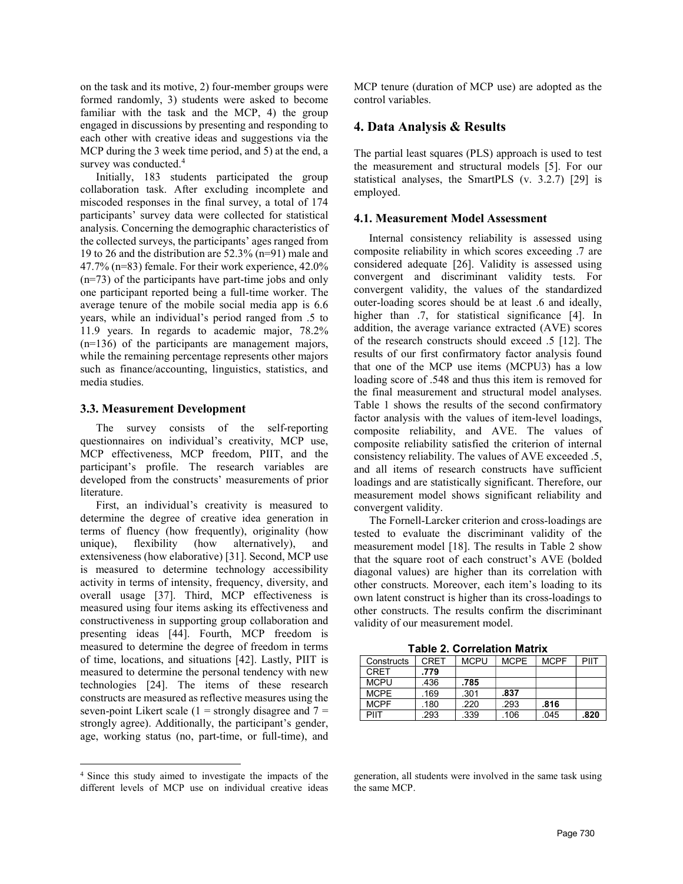on the task and its motive, 2) four-member groups were formed randomly, 3) students were asked to become familiar with the task and the MCP, 4) the group engaged in discussions by presenting and responding to each other with creative ideas and suggestions via the MCP during the 3 week time period, and 5) at the end, a survey was conducted.[4]

Initially, 183 students participated the group collaboration task. After excluding incomplete and miscoded responses in the final survey, a total of 174 participants' survey data were collected for statistical analysis. Concerning the demographic characteristics of the collected surveys, the participants' ages ranged from 19 to 26 and the distribution are 52.3% (n=91) male and 47.7% (n=83) female. For their work experience, 42.0% (n=73) of the participants have part-time jobs and only one participant reported being a full-time worker. The average tenure of the mobile social media app is 6.6 years, while an individual's period ranged from .5 to 11.9 years. In regards to academic major, 78.2% (n=136) of the participants are management majors, while the remaining percentage represents other majors such as finance/accounting, linguistics, statistics, and media studies.

### 3.3. Measurement Development

The survey consists of the self-reporting questionnaires on individual's creativity, MCP use, MCP effectiveness, MCP freedom, PIIT, and the participant's profile. The research variables are developed from the constructs' measurements of prior literature.

First, an individual's creativity is measured to determine the degree of creative idea generation in terms of fluency (how frequently), originality (how unique), flexibility (how alternatively), and extensiveness (how elaborative) [31]. Second, MCP use is measured to determine technology accessibility activity in terms of intensity, frequency, diversity, and overall usage [37]. Third, MCP effectiveness is measured using four items asking its effectiveness and constructiveness in supporting group collaboration and presenting ideas [44]. Fourth, MCP freedom is measured to determine the degree of freedom in terms of time, locations, and situations [42]. Lastly, PIIT is measured to determine the personal tendency with new technologies [24]. The items of these research constructs are measured as reflective measures using the seven-point Likert scale (1 = strongly disagree and 7 = strongly agree). Additionally, the participant's gender, age, working status (no, part-time, or full-time), and MCP tenure (duration of MCP use) are adopted as the control variables.

## 4. Data Analysis & Results

The partial least squares (PLS) approach is used to test the measurement and structural models [5]. For our statistical analyses, the SmartPLS (v. 3.2.7) [29] is employed.

### 4.1. Measurement Model Assessment

Internal consistency reliability is assessed using composite reliability in which scores exceeding .7 are considered adequate [26]. Validity is assessed using convergent and discriminant validity tests. For convergent validity, the values of the standardized outer-loading scores should be at least .6 and ideally, higher than .7, for statistical significance [4]. In addition, the average variance extracted (AVE) scores of the research constructs should exceed .5 [12]. The results of our first confirmatory factor analysis found that one of the MCP use items (MCPU3) has a low loading score of .548 and thus this item is removed for the final measurement and structural model analyses. Table 1 shows the results of the second confirmatory factor analysis with the values of item-level loadings, composite reliability, and AVE. The values of composite reliability satisfied the criterion of internal consistency reliability. The values of AVE exceeded .5, and all items of research constructs have sufficient loadings and are statistically significant. Therefore, our measurement model shows significant reliability and convergent validity.

The Fornell-Larcker criterion and cross-loadings are tested to evaluate the discriminant validity of the measurement model [18]. The results in Table 2 show that the square root of each construct's AVE (bolded diagonal values) are higher than its correlation with other constructs. Moreover, each item's loading to its own latent construct is higher than its cross-loadings to other constructs. The results confirm the discriminant validity of our measurement model.

**Table 2. Correlation Matrix**

| Constructs | CRET | MCPU | MCPE | MCPF | PIIT |
|---|---|---|---|---|---|
| CRET | **.779** | | | | |
| MCPU | .436 | **.785** | | | |
| MCPE | .169 | .301 | **.837** | | |
| MCPF | .180 | .220 | .293 | **.816** | |
| PIIT | .293 | .339 | .106 | .045 | **.820** |

[4] Since this study aimed to investigate the impacts of the different levels of MCP use on individual creative ideas generation, all students were involved in the same task using the same MCP.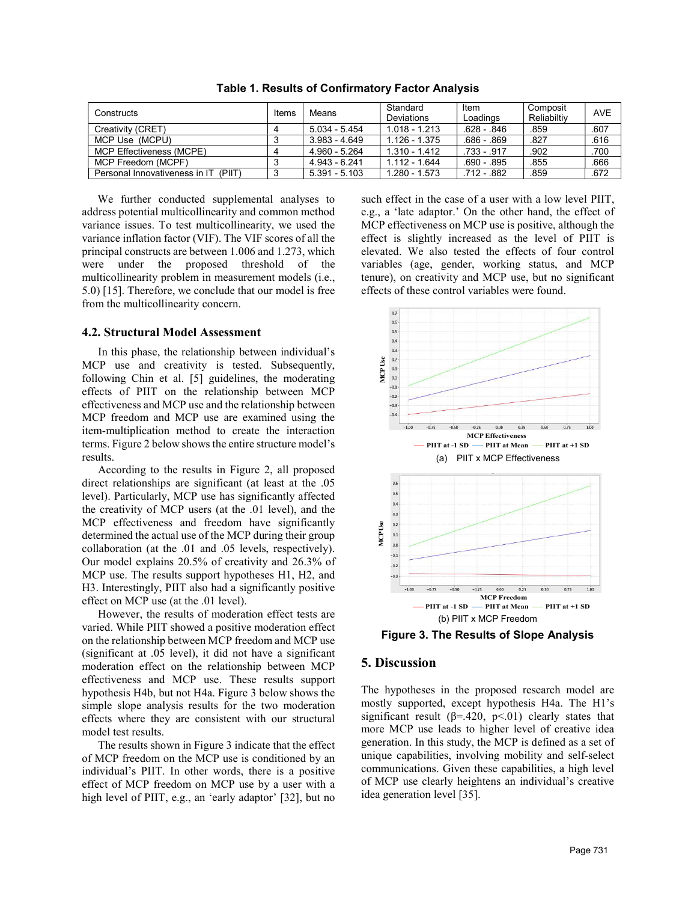**Table 1. Results of Confirmatory Factor Analysis**

| Constructs | Items | Means | Standard Deviations | Item Loadings | Composit Reliabiltiy | AVE |
|---|---|---|---|---|---|---|
| Creativity (CRET) | 4 | 5.034 - 5.454 | 1.018 - 1.213 | .628 - .846 | .859 | .607 |
| MCP Use (MCPU) | 3 | 3.983 - 4.649 | 1.126 - 1.375 | .686 - .869 | .827 | .616 |
| MCP Effectiveness (MCPE) | 4 | 4.960 - 5.264 | 1.310 - 1.412 | .733 - .917 | .902 | .700 |
| MCP Freedom (MCPF) | 3 | 4.943 - 6.241 | 1.112 - 1.644 | .690 - .895 | .855 | .666 |
| Personal Innovativeness in IT (PIIT) | 3 | 5.391 - 5.103 | 1.280 - 1.573 | .712 - .882 | .859 | .672 |

We further conducted supplemental analyses to address potential multicollinearity and common method variance issues. To test multicollinearity, we used the variance inflation factor (VIF). The VIF scores of all the principal constructs are between 1.006 and 1.273, which were under the proposed threshold of the multicollinearity problem in measurement models (i.e., 5.0) [15]. Therefore, we conclude that our model is free from the multicollinearity concern.

### 4.2. Structural Model Assessment

In this phase, the relationship between individual's MCP use and creativity is tested. Subsequently, following Chin et al. [5] guidelines, the moderating effects of PIIT on the relationship between MCP effectiveness and MCP use and the relationship between MCP freedom and MCP use are examined using the item-multiplication method to create the interaction terms. Figure 2 below shows the entire structure model's results.

According to the results in Figure 2, all proposed direct relationships are significant (at least at the .05 level). Particularly, MCP use has significantly affected the creativity of MCP users (at the .01 level), and the MCP effectiveness and freedom have significantly determined the actual use of the MCP during their group collaboration (at the .01 and .05 levels, respectively). Our model explains 20.5% of creativity and 26.3% of MCP use. The results support hypotheses H1, H2, and H3. Interestingly, PIIT also had a significantly positive effect on MCP use (at the .01 level).

However, the results of moderation effect tests are varied. While PIIT showed a positive moderation effect on the relationship between MCP freedom and MCP use (significant at .05 level), it did not have a significant moderation effect on the relationship between MCP effectiveness and MCP use. These results support hypothesis H4b, but not H4a. Figure 3 below shows the simple slope analysis results for the two moderation effects where they are consistent with our structural model test results.

The results shown in Figure 3 indicate that the effect of MCP freedom on the MCP use is conditioned by an individual's PIIT. In other words, there is a positive effect of MCP freedom on MCP use by a user with a high level of PIIT, e.g., an 'early adaptor' [32], but no such effect in the case of a user with a low level PIIT, e.g., a 'late adaptor.' On the other hand, the effect of MCP effectiveness on MCP use is positive, although the effect is slightly increased as the level of PIIT is elevated. We also tested the effects of four control variables (age, gender, working status, and MCP tenure), on creativity and MCP use, but no significant effects of these control variables were found.

(a) PIIT x MCP Effectiveness

(b) PIIT x MCP Freedom

**Figure 3. The Results of Slope Analysis**

## 5. Discussion

The hypotheses in the proposed research model are mostly supported, except hypothesis H4a. The H1's significant result ($\beta$=.420, $p$<.01) clearly states that more MCP use leads to higher level of creative idea generation. In this study, the MCP is defined as a set of unique capabilities, involving mobility and self-select communications. Given these capabilities, a high level of MCP use clearly heightens an individual's creative idea generation level [35].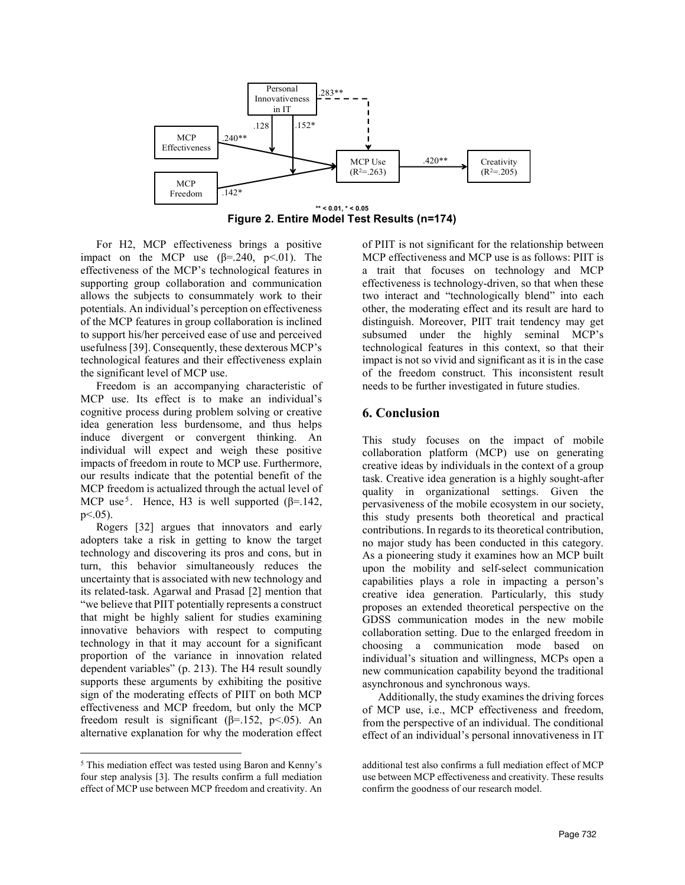Figure 2. Entire Model Test Results (n=174)

** < 0.01, * < 0.05

For H2, MCP effectiveness brings a positive impact on the MCP use (β=.240, p<.01). The effectiveness of the MCP's technological features in supporting group collaboration and communication allows the subjects to consummately work to their potentials. An individual's perception on effectiveness of the MCP features in group collaboration is inclined to support his/her perceived ease of use and perceived usefulness [39]. Consequently, these dexterous MCP's technological features and their effectiveness explain the significant level of MCP use.

Freedom is an accompanying characteristic of MCP use. Its effect is to make an individual's cognitive process during problem solving or creative idea generation less burdensome, and thus helps induce divergent or convergent thinking. An individual will expect and weigh these positive impacts of freedom in route to MCP use. Furthermore, our results indicate that the potential benefit of the MCP freedom is actualized through the actual level of MCP use[5]. Hence, H3 is well supported (β=.142, p<.05).

Rogers [32] argues that innovators and early adopters take a risk in getting to know the target technology and discovering its pros and cons, but in turn, this behavior simultaneously reduces the uncertainty that is associated with new technology and its related-task. Agarwal and Prasad [2] mention that "we believe that PIIT potentially represents a construct that might be highly salient for studies examining innovative behaviors with respect to computing technology in that it may account for a significant proportion of the variance in innovation related dependent variables" (p. 213). The H4 result soundly supports these arguments by exhibiting the positive sign of the moderating effects of PIIT on both MCP effectiveness and MCP freedom, but only the MCP freedom result is significant (β=.152, p<.05). An alternative explanation for why the moderation effect of PIIT is not significant for the relationship between MCP effectiveness and MCP use is as follows: PIIT is a trait that focuses on technology and MCP effectiveness is technology-driven, so that when these two interact and "technologically blend" into each other, the moderating effect and its result are hard to distinguish. Moreover, PIIT trait tendency may get subsumed under the highly seminal MCP's technological features in this context, so that their impact is not so vivid and significant as it is in the case of the freedom construct. This inconsistent result needs to be further investigated in future studies.

## 6. Conclusion

This study focuses on the impact of mobile collaboration platform (MCP) use on generating creative ideas by individuals in the context of a group task. Creative idea generation is a highly sought-after quality in organizational settings. Given the pervasiveness of the mobile ecosystem in our society, this study presents both theoretical and practical contributions. In regards to its theoretical contribution, no major study has been conducted in this category. As a pioneering study it examines how an MCP built upon the mobility and self-select communication capabilities plays a role in impacting a person's creative idea generation. Particularly, this study proposes an extended theoretical perspective on the GDSS communication modes in the new mobile collaboration setting. Due to the enlarged freedom in choosing a communication mode based on individual's situation and willingness, MCPs open a new communication capability beyond the traditional asynchronous and synchronous ways.

Additionally, the study examines the driving forces of MCP use, i.e., MCP effectiveness and freedom, from the perspective of an individual. The conditional effect of an individual's personal innovativeness in IT

[5] This mediation effect was tested using Baron and Kenny's four step analysis [3]. The results confirm a full mediation effect of MCP use between MCP freedom and creativity. An additional test also confirms a full mediation effect of MCP use between MCP effectiveness and creativity. These results confirm the goodness of our research model.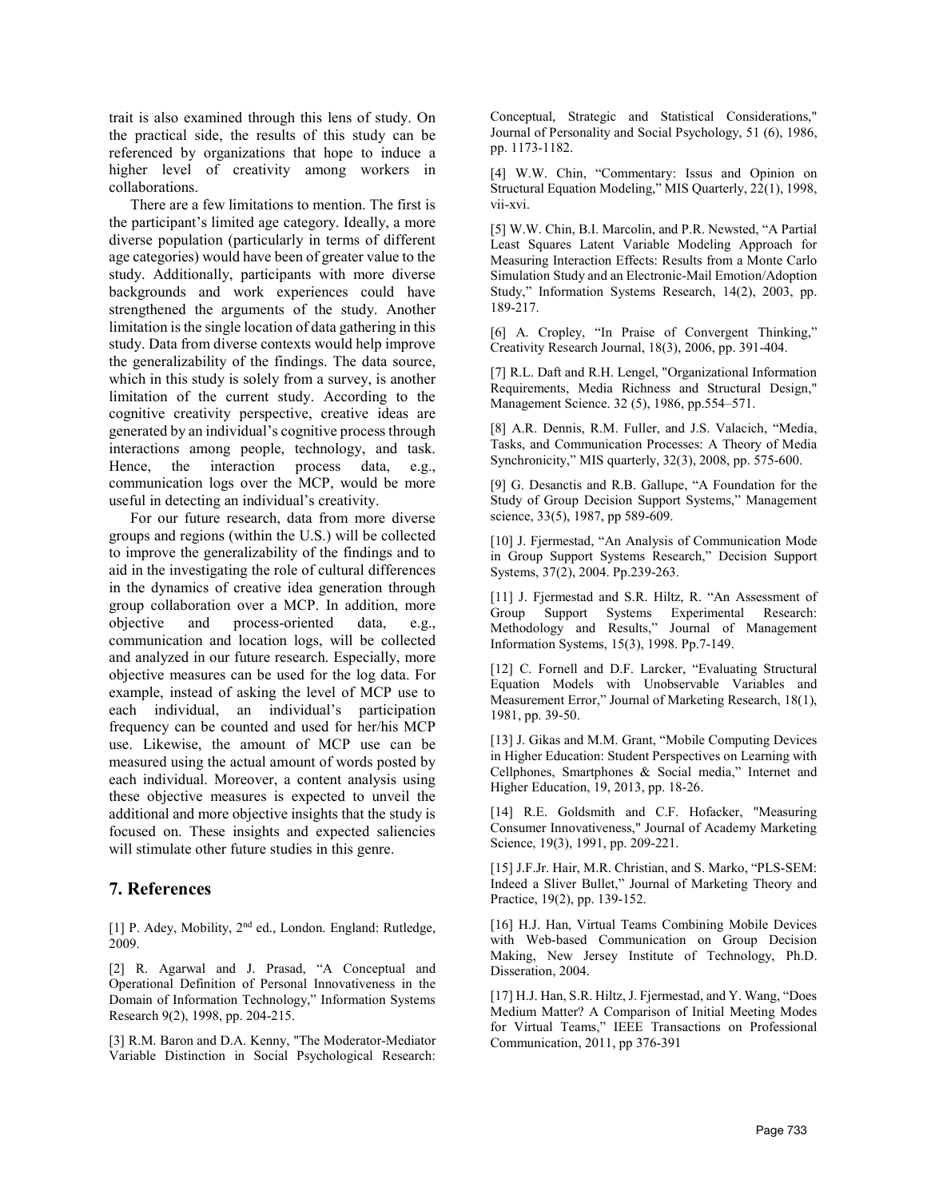trait is also examined through this lens of study. On the practical side, the results of this study can be referenced by organizations that hope to induce a higher level of creativity among workers in collaborations.

There are a few limitations to mention. The first is the participant's limited age category. Ideally, a more diverse population (particularly in terms of different age categories) would have been of greater value to the study. Additionally, participants with more diverse backgrounds and work experiences could have strengthened the arguments of the study. Another limitation is the single location of data gathering in this study. Data from diverse contexts would help improve the generalizability of the findings. The data source, which in this study is solely from a survey, is another limitation of the current study. According to the cognitive creativity perspective, creative ideas are generated by an individual's cognitive process through interactions among people, technology, and task. Hence, the interaction process data, e.g., communication logs over the MCP, would be more useful in detecting an individual's creativity.

For our future research, data from more diverse groups and regions (within the U.S.) will be collected to improve the generalizability of the findings and to aid in the investigating the role of cultural differences in the dynamics of creative idea generation through group collaboration over a MCP. In addition, more objective and process-oriented data, e.g., communication and location logs, will be collected and analyzed in our future research. Especially, more objective measures can be used for the log data. For example, instead of asking the level of MCP use to each individual, an individual's participation frequency can be counted and used for her/his MCP use. Likewise, the amount of MCP use can be measured using the actual amount of words posted by each individual. Moreover, a content analysis using these objective measures is expected to unveil the additional and more objective insights that the study is focused on. These insights and expected saliencies will stimulate other future studies in this genre.

## 7. References

[1] P. Adey, Mobility, 2nd ed., London. England: Rutledge, 2009.

[2] R. Agarwal and J. Prasad, "A Conceptual and Operational Definition of Personal Innovativeness in the Domain of Information Technology," Information Systems Research 9(2), 1998, pp. 204-215.

[3] R.M. Baron and D.A. Kenny, "The Moderator-Mediator Variable Distinction in Social Psychological Research: Conceptual, Strategic and Statistical Considerations," Journal of Personality and Social Psychology, 51 (6), 1986, pp. 1173-1182.

[4] W.W. Chin, "Commentary: Issus and Opinion on Structural Equation Modeling," MIS Quarterly, 22(1), 1998, vii-xvi.

[5] W.W. Chin, B.I. Marcolin, and P.R. Newsted, "A Partial Least Squares Latent Variable Modeling Approach for Measuring Interaction Effects: Results from a Monte Carlo Simulation Study and an Electronic-Mail Emotion/Adoption Study," Information Systems Research, 14(2), 2003, pp. 189-217.

[6] A. Cropley, "In Praise of Convergent Thinking," Creativity Research Journal, 18(3), 2006, pp. 391-404.

[7] R.L. Daft and R.H. Lengel, "Organizational Information Requirements, Media Richness and Structural Design," Management Science. 32 (5), 1986, pp.554–571.

[8] A.R. Dennis, R.M. Fuller, and J.S. Valacich, "Media, Tasks, and Communication Processes: A Theory of Media Synchronicity," MIS quarterly, 32(3), 2008, pp. 575-600.

[9] G. Desanctis and R.B. Gallupe, "A Foundation for the Study of Group Decision Support Systems," Management science, 33(5), 1987, pp 589-609.

[10] J. Fjermestad, "An Analysis of Communication Mode in Group Support Systems Research," Decision Support Systems, 37(2), 2004. Pp.239-263.

[11] J. Fjermestad and S.R. Hiltz, R. "An Assessment of Group Support Systems Experimental Research: Methodology and Results," Journal of Management Information Systems, 15(3), 1998. Pp.7-149.

[12] C. Fornell and D.F. Larcker, "Evaluating Structural Equation Models with Unobservable Variables and Measurement Error," Journal of Marketing Research, 18(1), 1981, pp. 39-50.

[13] J. Gikas and M.M. Grant, "Mobile Computing Devices in Higher Education: Student Perspectives on Learning with Cellphones, Smartphones & Social media," Internet and Higher Education, 19, 2013, pp. 18-26.

[14] R.E. Goldsmith and C.F. Hofacker, "Measuring Consumer Innovativeness," Journal of Academy Marketing Science, 19(3), 1991, pp. 209-221.

[15] J.F.Jr. Hair, M.R. Christian, and S. Marko, "PLS-SEM: Indeed a Sliver Bullet," Journal of Marketing Theory and Practice, 19(2), pp. 139-152.

[16] H.J. Han, Virtual Teams Combining Mobile Devices with Web-based Communication on Group Decision Making, New Jersey Institute of Technology, Ph.D. Disseration, 2004.

[17] H.J. Han, S.R. Hiltz, J. Fjermestad, and Y. Wang, "Does Medium Matter? A Comparison of Initial Meeting Modes for Virtual Teams," IEEE Transactions on Professional Communication, 2011, pp 376-391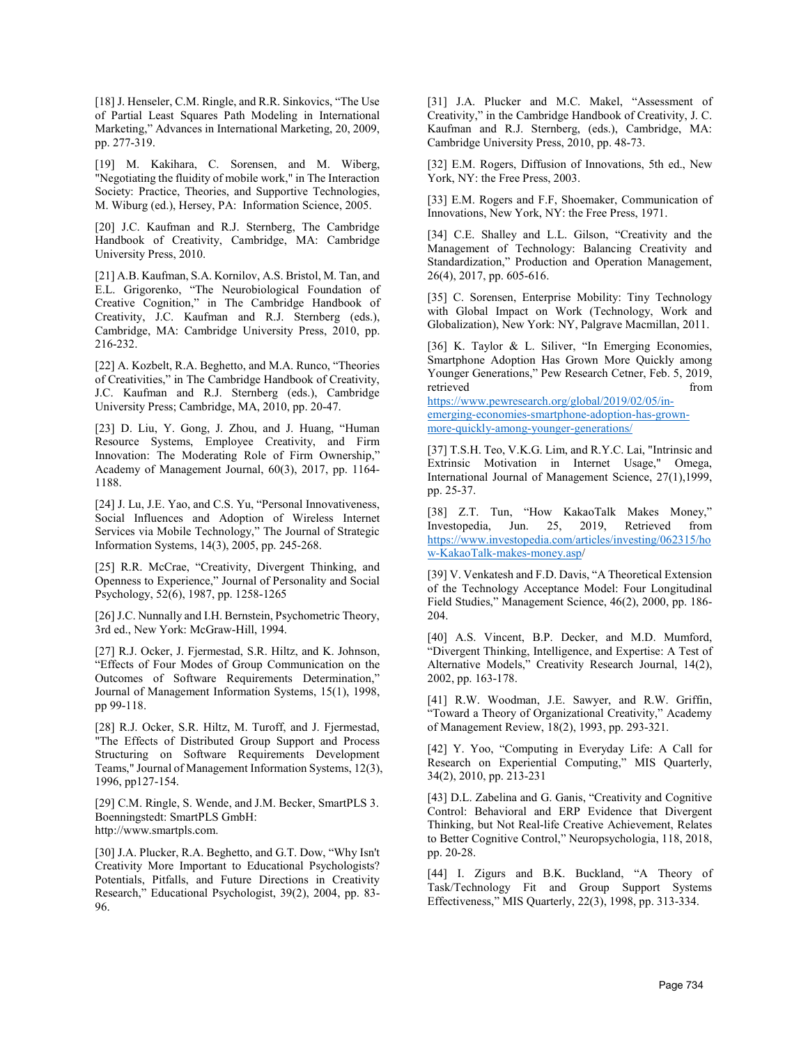[18] J. Henseler, C.M. Ringle, and R.R. Sinkovics, "The Use of Partial Least Squares Path Modeling in International Marketing," Advances in International Marketing, 20, 2009, pp. 277-319.

[19] M. Kakihara, C. Sorensen, and M. Wiberg, "Negotiating the fluidity of mobile work," in The Interaction Society: Practice, Theories, and Supportive Technologies, M. Wiburg (ed.), Hersey, PA: Information Science, 2005.

[20] J.C. Kaufman and R.J. Sternberg, The Cambridge Handbook of Creativity, Cambridge, MA: Cambridge University Press, 2010.

[21] A.B. Kaufman, S.A. Kornilov, A.S. Bristol, M. Tan, and E.L. Grigorenko, "The Neurobiological Foundation of Creative Cognition," in The Cambridge Handbook of Creativity, J.C. Kaufman and R.J. Sternberg (eds.), Cambridge, MA: Cambridge University Press, 2010, pp. 216-232.

[22] A. Kozbelt, R.A. Beghetto, and M.A. Runco, "Theories of Creativities," in The Cambridge Handbook of Creativity, J.C. Kaufman and R.J. Sternberg (eds.), Cambridge University Press; Cambridge, MA, 2010, pp. 20-47.

[23] D. Liu, Y. Gong, J. Zhou, and J. Huang, "Human Resource Systems, Employee Creativity, and Firm Innovation: The Moderating Role of Firm Ownership," Academy of Management Journal, 60(3), 2017, pp. 1164-1188.

[24] J. Lu, J.E. Yao, and C.S. Yu, "Personal Innovativeness, Social Influences and Adoption of Wireless Internet Services via Mobile Technology," The Journal of Strategic Information Systems, 14(3), 2005, pp. 245-268.

[25] R.R. McCrae, "Creativity, Divergent Thinking, and Openness to Experience," Journal of Personality and Social Psychology, 52(6), 1987, pp. 1258-1265

[26] J.C. Nunnally and I.H. Bernstein, Psychometric Theory, 3rd ed., New York: McGraw-Hill, 1994.

[27] R.J. Ocker, J. Fjermestad, S.R. Hiltz, and K. Johnson, "Effects of Four Modes of Group Communication on the Outcomes of Software Requirements Determination," Journal of Management Information Systems, 15(1), 1998, pp 99-118.

[28] R.J. Ocker, S.R. Hiltz, M. Turoff, and J. Fjermestad, "The Effects of Distributed Group Support and Process Structuring on Software Requirements Development Teams," Journal of Management Information Systems, 12(3), 1996, pp127-154.

[29] C.M. Ringle, S. Wende, and J.M. Becker, SmartPLS 3. Boenningstedt: SmartPLS GmbH: http://www.smartpls.com.

[30] J.A. Plucker, R.A. Beghetto, and G.T. Dow, "Why Isn't Creativity More Important to Educational Psychologists? Potentials, Pitfalls, and Future Directions in Creativity Research," Educational Psychologist, 39(2), 2004, pp. 83-96.

[31] J.A. Plucker and M.C. Makel, "Assessment of Creativity," in the Cambridge Handbook of Creativity, J. C. Kaufman and R.J. Sternberg, (eds.), Cambridge, MA: Cambridge University Press, 2010, pp. 48-73.

[32] E.M. Rogers, Diffusion of Innovations, 5th ed., New York, NY: the Free Press, 2003.

[33] E.M. Rogers and F.F, Shoemaker, Communication of Innovations, New York, NY: the Free Press, 1971.

[34] C.E. Shalley and L.L. Gilson, "Creativity and the Management of Technology: Balancing Creativity and Standardization," Production and Operation Management, 26(4), 2017, pp. 605-616.

[35] C. Sorensen, Enterprise Mobility: Tiny Technology with Global Impact on Work (Technology, Work and Globalization), New York: NY, Palgrave Macmillan, 2011.

[36] K. Taylor & L. Siliver, "In Emerging Economies, Smartphone Adoption Has Grown More Quickly among Younger Generations," Pew Research Cetner, Feb. 5, 2019, retrieved from https://www.pewresearch.org/global/2019/02/05/in-emerging-economies-smartphone-adoption-has-grown-more-quickly-among-younger-generations/

[37] T.S.H. Teo, V.K.G. Lim, and R.Y.C. Lai, "Intrinsic and Extrinsic Motivation in Internet Usage," Omega, International Journal of Management Science, 27(1),1999, pp. 25-37.

[38] Z.T. Tun, "How KakaoTalk Makes Money," Investopedia, Jun. 25, 2019, Retrieved from https://www.investopedia.com/articles/investing/062315/how-KakaoTalk-makes-money.asp/

[39] V. Venkatesh and F.D. Davis, "A Theoretical Extension of the Technology Acceptance Model: Four Longitudinal Field Studies," Management Science, 46(2), 2000, pp. 186-204.

[40] A.S. Vincent, B.P. Decker, and M.D. Mumford, "Divergent Thinking, Intelligence, and Expertise: A Test of Alternative Models," Creativity Research Journal, 14(2), 2002, pp. 163-178.

[41] R.W. Woodman, J.E. Sawyer, and R.W. Griffin, "Toward a Theory of Organizational Creativity," Academy of Management Review, 18(2), 1993, pp. 293-321.

[42] Y. Yoo, "Computing in Everyday Life: A Call for Research on Experiential Computing," MIS Quarterly, 34(2), 2010, pp. 213-231

[43] D.L. Zabelina and G. Ganis, "Creativity and Cognitive Control: Behavioral and ERP Evidence that Divergent Thinking, but Not Real-life Creative Achievement, Relates to Better Cognitive Control," Neuropsychologia, 118, 2018, pp. 20-28.

[44] I. Zigurs and B.K. Buckland, "A Theory of Task/Technology Fit and Group Support Systems Effectiveness," MIS Quarterly, 22(3), 1998, pp. 313-334.